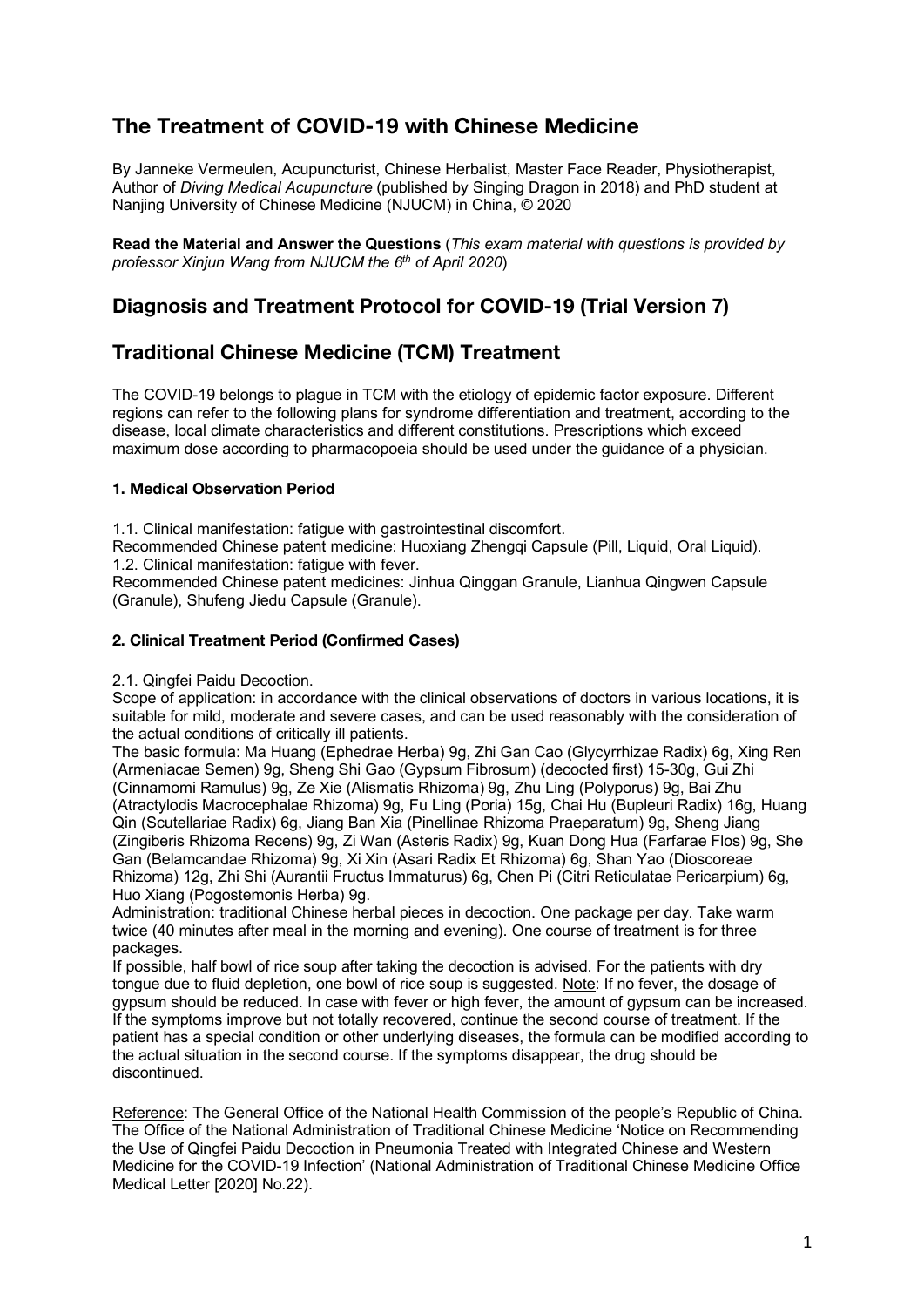# The Treatment of COVID-19 with Chinese Medicine

By Janneke Vermeulen, Acupuncturist, Chinese Herbalist, Master Face Reader, Physiotherapist, Author of *Diving Medical Acupuncture* (published by Singing Dragon in 2018) and PhD student at Nanjing University of Chinese Medicine (NJUCM) in China, © 2020

**Read the Material and Answer the Questions** (*This exam material with questions is provided by professor Xinjun Wang from NJUCM the 6th of April 2020*)

## Diagnosis and Treatment Protocol for COVID-19 (Trial Version 7)

## Traditional Chinese Medicine (TCM) Treatment

The COVID-19 belongs to plague in TCM with the etiology of epidemic factor exposure. Different regions can refer to the following plans for syndrome differentiation and treatment, according to the disease, local climate characteristics and different constitutions. Prescriptions which exceed maximum dose according to pharmacopoeia should be used under the guidance of a physician.

### 1. Medical Observation Period

1.1. Clinical manifestation: fatigue with gastrointestinal discomfort.
Recommended Chinese patent medicine: Huoxiang Zhengqi Capsule (Pill, Liquid, Oral Liquid).
1.2. Clinical manifestation: fatigue with fever.
Recommended Chinese patent medicines: Jinhua Qinggan Granule, Lianhua Qingwen Capsule (Granule), Shufeng Jiedu Capsule (Granule).

### 2. Clinical Treatment Period (Confirmed Cases)

2.1. Qingfei Paidu Decoction.
Scope of application: in accordance with the clinical observations of doctors in various locations, it is suitable for mild, moderate and severe cases, and can be used reasonably with the consideration of the actual conditions of critically ill patients.
The basic formula: Ma Huang (Ephedrae Herba) 9g, Zhi Gan Cao (Glycyrrhizae Radix) 6g, Xing Ren (Armeniacae Semen) 9g, Sheng Shi Gao (Gypsum Fibrosum) (decocted first) 15-30g, Gui Zhi (Cinnamomi Ramulus) 9g, Ze Xie (Alismatis Rhizoma) 9g, Zhu Ling (Polyporus) 9g, Bai Zhu (Atractylodis Macrocephalae Rhizoma) 9g, Fu Ling (Poria) 15g, Chai Hu (Bupleuri Radix) 16g, Huang Qin (Scutellariae Radix) 6g, Jiang Ban Xia (Pinellinae Rhizoma Praeparatum) 9g, Sheng Jiang (Zingiberis Rhizoma Recens) 9g, Zi Wan (Asteris Radix) 9g, Kuan Dong Hua (Farfarae Flos) 9g, She Gan (Belamcandae Rhizoma) 9g, Xi Xin (Asari Radix Et Rhizoma) 6g, Shan Yao (Dioscoreae Rhizoma) 12g, Zhi Shi (Aurantii Fructus Immaturus) 6g, Chen Pi (Citri Reticulatae Pericarpium) 6g, Huo Xiang (Pogostemonis Herba) 9g.
Administration: traditional Chinese herbal pieces in decoction. One package per day. Take warm twice (40 minutes after meal in the morning and evening). One course of treatment is for three packages.
If possible, half bowl of rice soup after taking the decoction is advised. For the patients with dry tongue due to fluid depletion, one bowl of rice soup is suggested. Note: If no fever, the dosage of gypsum should be reduced. In case with fever or high fever, the amount of gypsum can be increased. If the symptoms improve but not totally recovered, continue the second course of treatment. If the patient has a special condition or other underlying diseases, the formula can be modified according to the actual situation in the second course. If the symptoms disappear, the drug should be discontinued.

Reference: The General Office of the National Health Commission of the people's Republic of China. The Office of the National Administration of Traditional Chinese Medicine 'Notice on Recommending the Use of Qingfei Paidu Decoction in Pneumonia Treated with Integrated Chinese and Western Medicine for the COVID-19 Infection' (National Administration of Traditional Chinese Medicine Office Medical Letter [2020] No.22).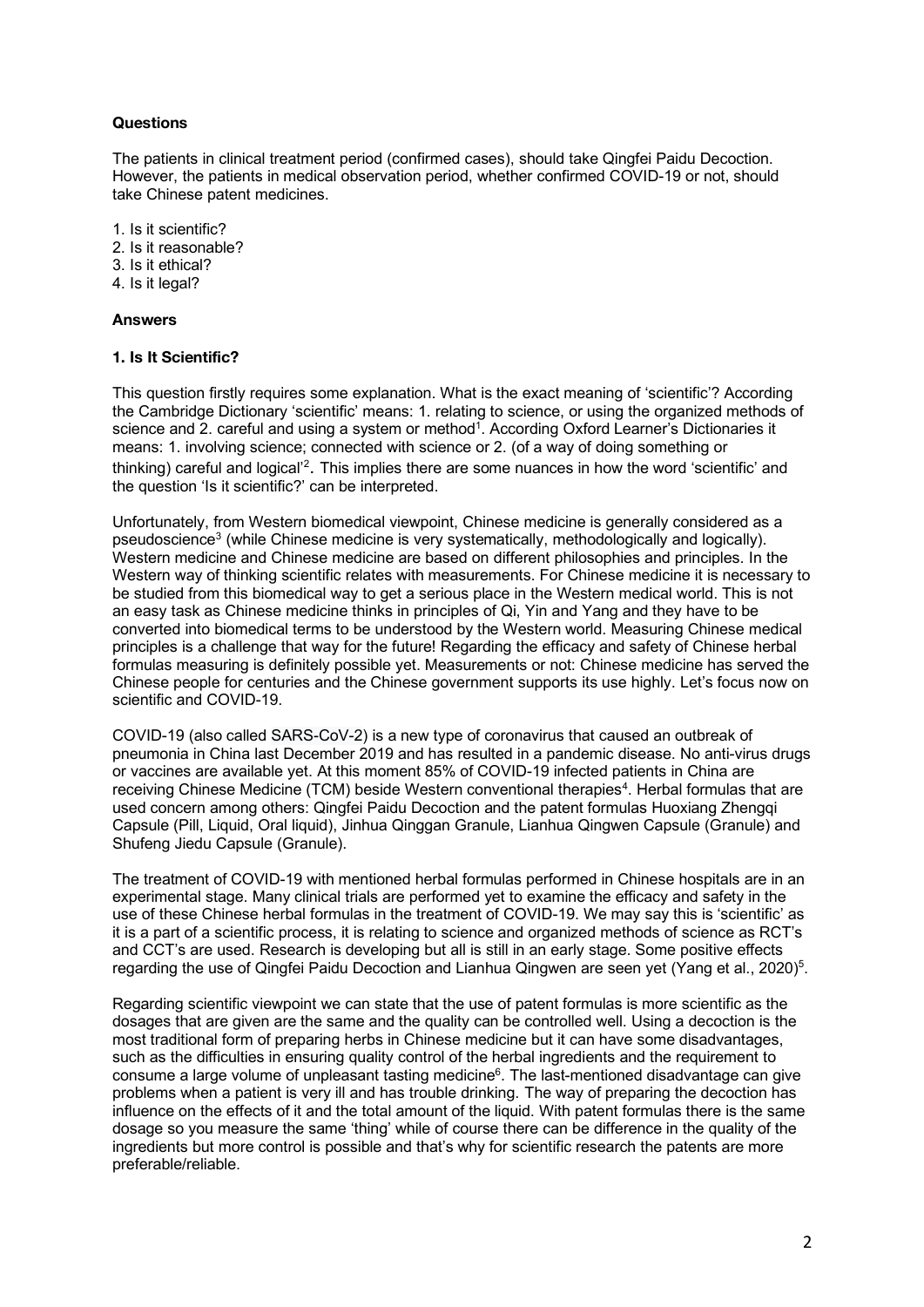**Questions**

The patients in clinical treatment period (confirmed cases), should take Qingfei Paidu Decoction. However, the patients in medical observation period, whether confirmed COVID-19 or not, should take Chinese patent medicines.

1. Is it scientific?
2. Is it reasonable?
3. Is it ethical?
4. Is it legal?

**Answers**

**1. Is It Scientific?**

This question firstly requires some explanation. What is the exact meaning of 'scientific'? According the Cambridge Dictionary 'scientific' means: 1. relating to science, or using the organized methods of science and 2. careful and using a system or method[1]. According Oxford Learner's Dictionaries it means: 1. involving science; connected with science or 2. (of a way of doing something or thinking) careful and logical'[2]. This implies there are some nuances in how the word 'scientific' and the question 'Is it scientific?' can be interpreted.

Unfortunately, from Western biomedical viewpoint, Chinese medicine is generally considered as a pseudoscience[3] (while Chinese medicine is very systematically, methodologically and logically). Western medicine and Chinese medicine are based on different philosophies and principles. In the Western way of thinking scientific relates with measurements. For Chinese medicine it is necessary to be studied from this biomedical way to get a serious place in the Western medical world. This is not an easy task as Chinese medicine thinks in principles of Qi, Yin and Yang and they have to be converted into biomedical terms to be understood by the Western world. Measuring Chinese medical principles is a challenge that way for the future! Regarding the efficacy and safety of Chinese herbal formulas measuring is definitely possible yet. Measurements or not: Chinese medicine has served the Chinese people for centuries and the Chinese government supports its use highly. Let's focus now on scientific and COVID-19.

COVID-19 (also called SARS-CoV-2) is a new type of coronavirus that caused an outbreak of pneumonia in China last December 2019 and has resulted in a pandemic disease. No anti-virus drugs or vaccines are available yet. At this moment 85% of COVID-19 infected patients in China are receiving Chinese Medicine (TCM) beside Western conventional therapies[4]. Herbal formulas that are used concern among others: Qingfei Paidu Decoction and the patent formulas Huoxiang Zhengqi Capsule (Pill, Liquid, Oral liquid), Jinhua Qinggan Granule, Lianhua Qingwen Capsule (Granule) and Shufeng Jiedu Capsule (Granule).

The treatment of COVID-19 with mentioned herbal formulas performed in Chinese hospitals are in an experimental stage. Many clinical trials are performed yet to examine the efficacy and safety in the use of these Chinese herbal formulas in the treatment of COVID-19. We may say this is 'scientific' as it is a part of a scientific process, it is relating to science and organized methods of science as RCT's and CCT's are used. Research is developing but all is still in an early stage. Some positive effects regarding the use of Qingfei Paidu Decoction and Lianhua Qingwen are seen yet (Yang et al., 2020)[5].

Regarding scientific viewpoint we can state that the use of patent formulas is more scientific as the dosages that are given are the same and the quality can be controlled well. Using a decoction is the most traditional form of preparing herbs in Chinese medicine but it can have some disadvantages, such as the difficulties in ensuring quality control of the herbal ingredients and the requirement to consume a large volume of unpleasant tasting medicine[6]. The last-mentioned disadvantage can give problems when a patient is very ill and has trouble drinking. The way of preparing the decoction has influence on the effects of it and the total amount of the liquid. With patent formulas there is the same dosage so you measure the same 'thing' while of course there can be difference in the quality of the ingredients but more control is possible and that's why for scientific research the patents are more preferable/reliable.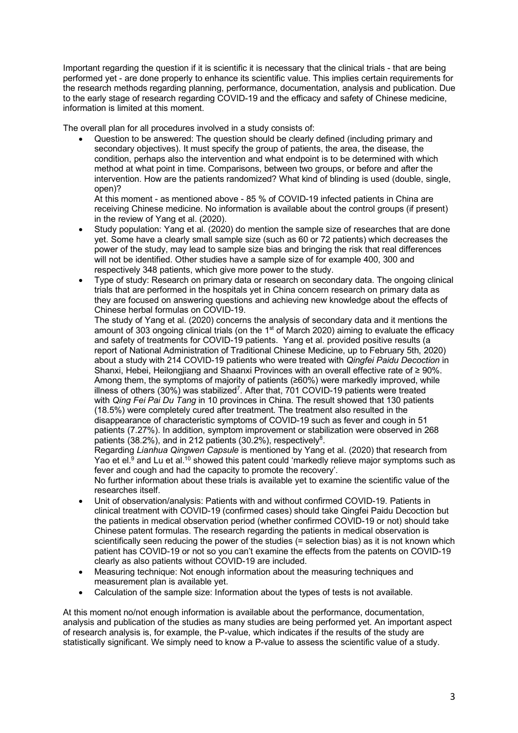Important regarding the question if it is scientific it is necessary that the clinical trials - that are being performed yet - are done properly to enhance its scientific value. This implies certain requirements for the research methods regarding planning, performance, documentation, analysis and publication. Due to the early stage of research regarding COVID-19 and the efficacy and safety of Chinese medicine, information is limited at this moment.

The overall plan for all procedures involved in a study consists of:

- Question to be answered: The question should be clearly defined (including primary and secondary objectives). It must specify the group of patients, the area, the disease, the condition, perhaps also the intervention and what endpoint is to be determined with which method at what point in time. Comparisons, between two groups, or before and after the intervention. How are the patients randomized? What kind of blinding is used (double, single, open)?

  At this moment - as mentioned above - 85 % of COVID-19 infected patients in China are receiving Chinese medicine. No information is available about the control groups (if present) in the review of Yang et al. (2020).
- Study population: Yang et al. (2020) do mention the sample size of researches that are done yet. Some have a clearly small sample size (such as 60 or 72 patients) which decreases the power of the study, may lead to sample size bias and bringing the risk that real differences will not be identified. Other studies have a sample size of for example 400, 300 and respectively 348 patients, which give more power to the study.
- Type of study: Research on primary data or research on secondary data. The ongoing clinical trials that are performed in the hospitals yet in China concern research on primary data as they are focused on answering questions and achieving new knowledge about the effects of Chinese herbal formulas on COVID-19.

  The study of Yang et al. (2020) concerns the analysis of secondary data and it mentions the amount of 303 ongoing clinical trials (on the 1st of March 2020) aiming to evaluate the efficacy and safety of treatments for COVID-19 patients. Yang et al. provided positive results (a report of National Administration of Traditional Chinese Medicine, up to February 5th, 2020) about a study with 214 COVID-19 patients who were treated with *Qingfei Paidu Decoction* in Shanxi, Hebei, Heilongjiang and Shaanxi Provinces with an overall effective rate of ≥ 90%. Among them, the symptoms of majority of patients (≥60%) were markedly improved, while illness of others (30%) was stabilized[7]. After that, 701 COVID-19 patients were treated with *Qing Fei Pai Du Tang* in 10 provinces in China. The result showed that 130 patients (18.5%) were completely cured after treatment. The treatment also resulted in the disappearance of characteristic symptoms of COVID-19 such as fever and cough in 51 patients (7.27%). In addition, symptom improvement or stabilization were observed in 268 patients (38.2%), and in 212 patients (30.2%), respectively[8].

  Regarding *Lianhua Qingwen Capsule* is mentioned by Yang et al. (2020) that research from Yao et el.[9] and Lu et al.[10] showed this patent could 'markedly relieve major symptoms such as fever and cough and had the capacity to promote the recovery'.

  No further information about these trials is available yet to examine the scientific value of the researches itself.
- Unit of observation/analysis: Patients with and without confirmed COVID-19. Patients in clinical treatment with COVID-19 (confirmed cases) should take Qingfei Paidu Decoction but the patients in medical observation period (whether confirmed COVID-19 or not) should take Chinese patent formulas. The research regarding the patients in medical observation is scientifically seen reducing the power of the studies (= selection bias) as it is not known which patient has COVID-19 or not so you can't examine the effects from the patents on COVID-19 clearly as also patients without COVID-19 are included.
- Measuring technique: Not enough information about the measuring techniques and measurement plan is available yet.
- Calculation of the sample size: Information about the types of tests is not available.

At this moment no/not enough information is available about the performance, documentation, analysis and publication of the studies as many studies are being performed yet. An important aspect of research analysis is, for example, the P-value, which indicates if the results of the study are statistically significant. We simply need to know a P-value to assess the scientific value of a study.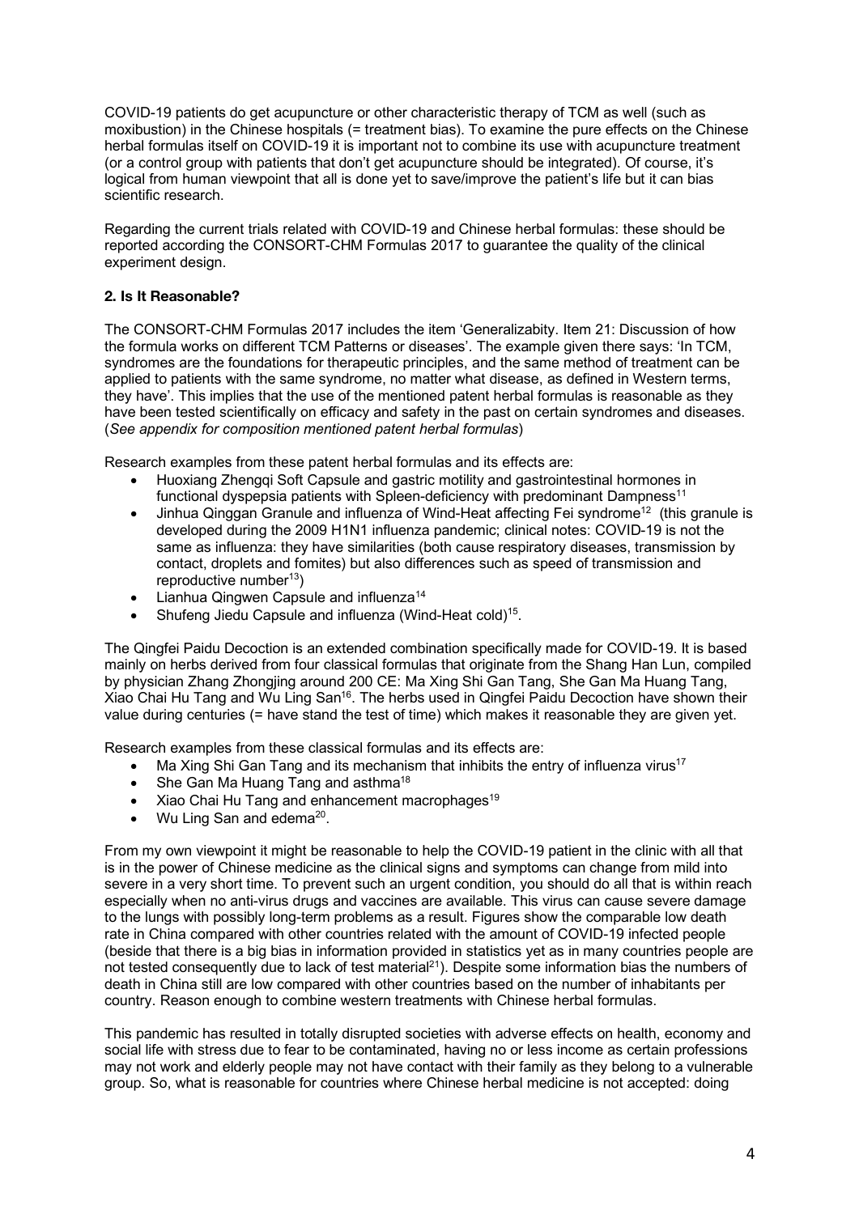COVID-19 patients do get acupuncture or other characteristic therapy of TCM as well (such as moxibustion) in the Chinese hospitals (= treatment bias). To examine the pure effects on the Chinese herbal formulas itself on COVID-19 it is important not to combine its use with acupuncture treatment (or a control group with patients that don't get acupuncture should be integrated). Of course, it's logical from human viewpoint that all is done yet to save/improve the patient's life but it can bias scientific research.

Regarding the current trials related with COVID-19 and Chinese herbal formulas: these should be reported according the CONSORT-CHM Formulas 2017 to guarantee the quality of the clinical experiment design.

**2. Is It Reasonable?**

The CONSORT-CHM Formulas 2017 includes the item 'Generalizabity. Item 21: Discussion of how the formula works on different TCM Patterns or diseases'. The example given there says: 'In TCM, syndromes are the foundations for therapeutic principles, and the same method of treatment can be applied to patients with the same syndrome, no matter what disease, as defined in Western terms, they have'. This implies that the use of the mentioned patent herbal formulas is reasonable as they have been tested scientifically on efficacy and safety in the past on certain syndromes and diseases. (*See appendix for composition mentioned patent herbal formulas*)

Research examples from these patent herbal formulas and its effects are:

- Huoxiang Zhengqi Soft Capsule and gastric motility and gastrointestinal hormones in functional dyspepsia patients with Spleen-deficiency with predominant Dampness[11]
- Jinhua Qinggan Granule and influenza of Wind-Heat affecting Fei syndrome[12] (this granule is developed during the 2009 H1N1 influenza pandemic; clinical notes: COVID-19 is not the same as influenza: they have similarities (both cause respiratory diseases, transmission by contact, droplets and fomites) but also differences such as speed of transmission and reproductive number[13])
- Lianhua Qingwen Capsule and influenza[14]
- Shufeng Jiedu Capsule and influenza (Wind-Heat cold)[15].

The Qingfei Paidu Decoction is an extended combination specifically made for COVID-19. It is based mainly on herbs derived from four classical formulas that originate from the Shang Han Lun, compiled by physician Zhang Zhongjing around 200 CE: Ma Xing Shi Gan Tang, She Gan Ma Huang Tang, Xiao Chai Hu Tang and Wu Ling San[16]. The herbs used in Qingfei Paidu Decoction have shown their value during centuries (= have stand the test of time) which makes it reasonable they are given yet.

Research examples from these classical formulas and its effects are:

- Ma Xing Shi Gan Tang and its mechanism that inhibits the entry of influenza virus[17]
- She Gan Ma Huang Tang and asthma[18]
- Xiao Chai Hu Tang and enhancement macrophages[19]
- Wu Ling San and edema[20].

From my own viewpoint it might be reasonable to help the COVID-19 patient in the clinic with all that is in the power of Chinese medicine as the clinical signs and symptoms can change from mild into severe in a very short time. To prevent such an urgent condition, you should do all that is within reach especially when no anti-virus drugs and vaccines are available. This virus can cause severe damage to the lungs with possibly long-term problems as a result. Figures show the comparable low death rate in China compared with other countries related with the amount of COVID-19 infected people (beside that there is a big bias in information provided in statistics yet as in many countries people are not tested consequently due to lack of test material[21]). Despite some information bias the numbers of death in China still are low compared with other countries based on the number of inhabitants per country. Reason enough to combine western treatments with Chinese herbal formulas.

This pandemic has resulted in totally disrupted societies with adverse effects on health, economy and social life with stress due to fear to be contaminated, having no or less income as certain professions may not work and elderly people may not have contact with their family as they belong to a vulnerable group. So, what is reasonable for countries where Chinese herbal medicine is not accepted: doing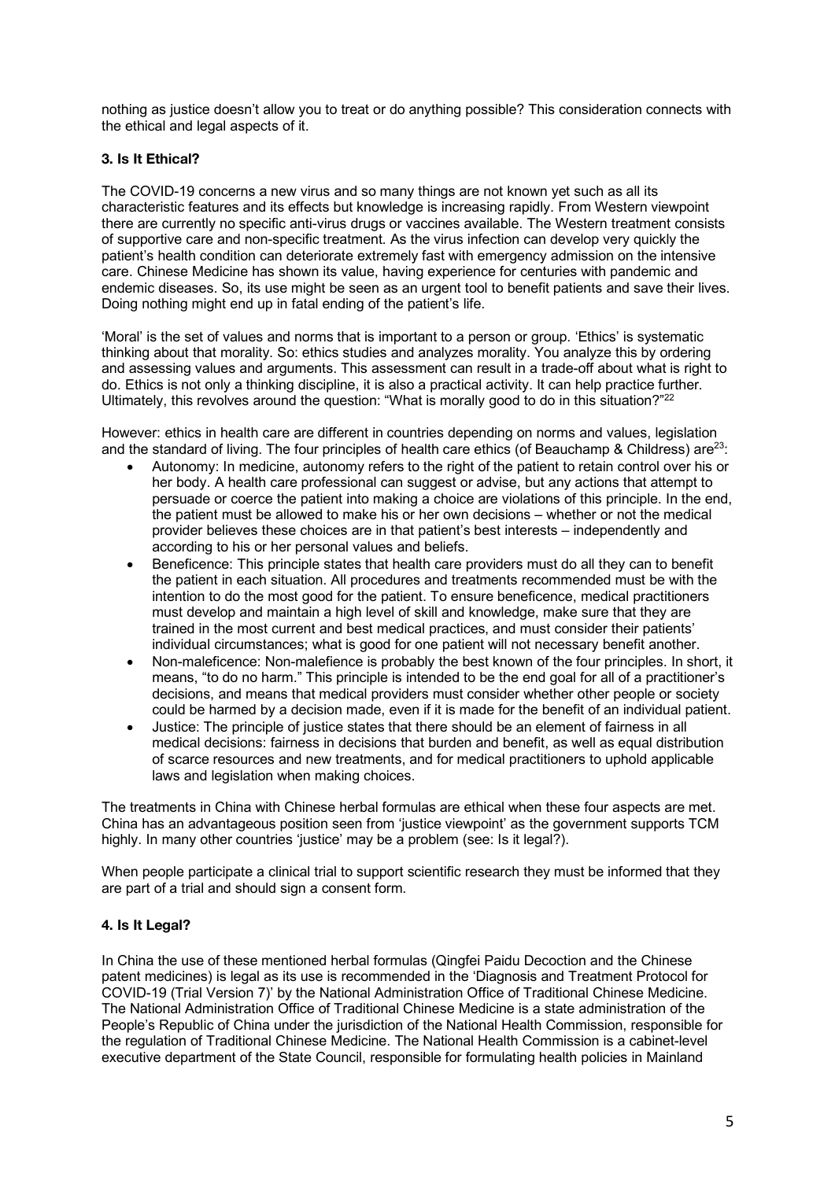nothing as justice doesn't allow you to treat or do anything possible? This consideration connects with the ethical and legal aspects of it.

### 3. Is It Ethical?

The COVID-19 concerns a new virus and so many things are not known yet such as all its characteristic features and its effects but knowledge is increasing rapidly. From Western viewpoint there are currently no specific anti-virus drugs or vaccines available. The Western treatment consists of supportive care and non-specific treatment. As the virus infection can develop very quickly the patient's health condition can deteriorate extremely fast with emergency admission on the intensive care. Chinese Medicine has shown its value, having experience for centuries with pandemic and endemic diseases. So, its use might be seen as an urgent tool to benefit patients and save their lives. Doing nothing might end up in fatal ending of the patient's life.

'Moral' is the set of values and norms that is important to a person or group. 'Ethics' is systematic thinking about that morality. So: ethics studies and analyzes morality. You analyze this by ordering and assessing values and arguments. This assessment can result in a trade-off about what is right to do. Ethics is not only a thinking discipline, it is also a practical activity. It can help practice further. Ultimately, this revolves around the question: "What is morally good to do in this situation?"[22]

However: ethics in health care are different in countries depending on norms and values, legislation and the standard of living. The four principles of health care ethics (of Beauchamp & Childress) are[23]:

- Autonomy: In medicine, autonomy refers to the right of the patient to retain control over his or her body. A health care professional can suggest or advise, but any actions that attempt to persuade or coerce the patient into making a choice are violations of this principle. In the end, the patient must be allowed to make his or her own decisions – whether or not the medical provider believes these choices are in that patient's best interests – independently and according to his or her personal values and beliefs.
- Beneficence: This principle states that health care providers must do all they can to benefit the patient in each situation. All procedures and treatments recommended must be with the intention to do the most good for the patient. To ensure beneficence, medical practitioners must develop and maintain a high level of skill and knowledge, make sure that they are trained in the most current and best medical practices, and must consider their patients' individual circumstances; what is good for one patient will not necessary benefit another.
- Non-maleficence: Non-malefience is probably the best known of the four principles. In short, it means, "to do no harm." This principle is intended to be the end goal for all of a practitioner's decisions, and means that medical providers must consider whether other people or society could be harmed by a decision made, even if it is made for the benefit of an individual patient.
- Justice: The principle of justice states that there should be an element of fairness in all medical decisions: fairness in decisions that burden and benefit, as well as equal distribution of scarce resources and new treatments, and for medical practitioners to uphold applicable laws and legislation when making choices.

The treatments in China with Chinese herbal formulas are ethical when these four aspects are met. China has an advantageous position seen from 'justice viewpoint' as the government supports TCM highly. In many other countries 'justice' may be a problem (see: Is it legal?).

When people participate a clinical trial to support scientific research they must be informed that they are part of a trial and should sign a consent form.

### 4. Is It Legal?

In China the use of these mentioned herbal formulas (Qingfei Paidu Decoction and the Chinese patent medicines) is legal as its use is recommended in the 'Diagnosis and Treatment Protocol for COVID-19 (Trial Version 7)' by the National Administration Office of Traditional Chinese Medicine. The National Administration Office of Traditional Chinese Medicine is a state administration of the People's Republic of China under the jurisdiction of the National Health Commission, responsible for the regulation of Traditional Chinese Medicine. The National Health Commission is a cabinet-level executive department of the State Council, responsible for formulating health policies in Mainland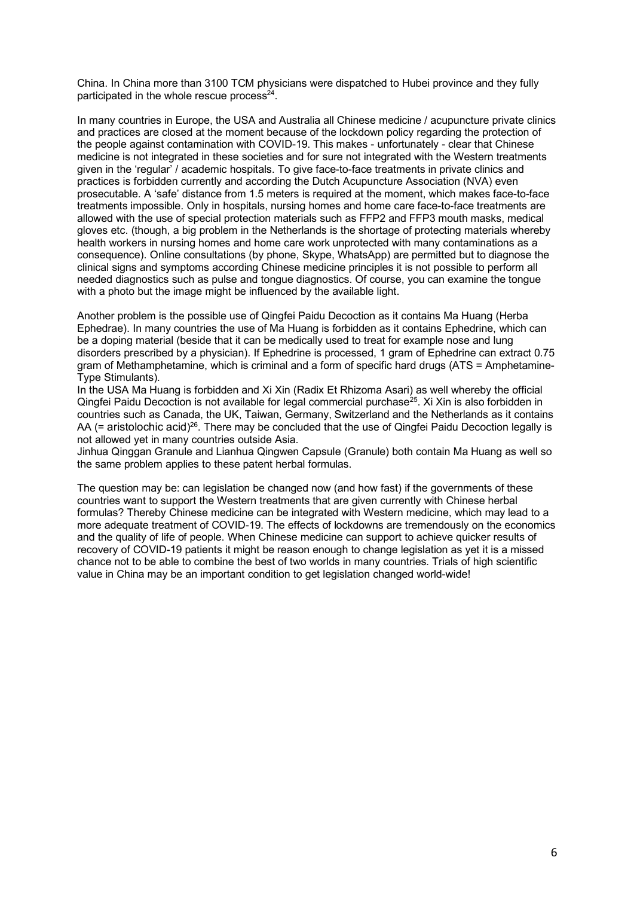China. In China more than 3100 TCM physicians were dispatched to Hubei province and they fully participated in the whole rescue process[24].

In many countries in Europe, the USA and Australia all Chinese medicine / acupuncture private clinics and practices are closed at the moment because of the lockdown policy regarding the protection of the people against contamination with COVID-19. This makes - unfortunately - clear that Chinese medicine is not integrated in these societies and for sure not integrated with the Western treatments given in the 'regular' / academic hospitals. To give face-to-face treatments in private clinics and practices is forbidden currently and according the Dutch Acupuncture Association (NVA) even prosecutable. A 'safe' distance from 1.5 meters is required at the moment, which makes face-to-face treatments impossible. Only in hospitals, nursing homes and home care face-to-face treatments are allowed with the use of special protection materials such as FFP2 and FFP3 mouth masks, medical gloves etc. (though, a big problem in the Netherlands is the shortage of protecting materials whereby health workers in nursing homes and home care work unprotected with many contaminations as a consequence). Online consultations (by phone, Skype, WhatsApp) are permitted but to diagnose the clinical signs and symptoms according Chinese medicine principles it is not possible to perform all needed diagnostics such as pulse and tongue diagnostics. Of course, you can examine the tongue with a photo but the image might be influenced by the available light.

Another problem is the possible use of Qingfei Paidu Decoction as it contains Ma Huang (Herba Ephedrae). In many countries the use of Ma Huang is forbidden as it contains Ephedrine, which can be a doping material (beside that it can be medically used to treat for example nose and lung disorders prescribed by a physician). If Ephedrine is processed, 1 gram of Ephedrine can extract 0.75 gram of Methamphetamine, which is criminal and a form of specific hard drugs (ATS = Amphetamine-Type Stimulants).
In the USA Ma Huang is forbidden and Xi Xin (Radix Et Rhizoma Asari) as well whereby the official Qingfei Paidu Decoction is not available for legal commercial purchase[25]. Xi Xin is also forbidden in countries such as Canada, the UK, Taiwan, Germany, Switzerland and the Netherlands as it contains AA (= aristolochic acid)[26]. There may be concluded that the use of Qingfei Paidu Decoction legally is not allowed yet in many countries outside Asia.
Jinhua Qinggan Granule and Lianhua Qingwen Capsule (Granule) both contain Ma Huang as well so the same problem applies to these patent herbal formulas.

The question may be: can legislation be changed now (and how fast) if the governments of these countries want to support the Western treatments that are given currently with Chinese herbal formulas? Thereby Chinese medicine can be integrated with Western medicine, which may lead to a more adequate treatment of COVID-19. The effects of lockdowns are tremendously on the economics and the quality of life of people. When Chinese medicine can support to achieve quicker results of recovery of COVID-19 patients it might be reason enough to change legislation as yet it is a missed chance not to be able to combine the best of two worlds in many countries. Trials of high scientific value in China may be an important condition to get legislation changed world-wide!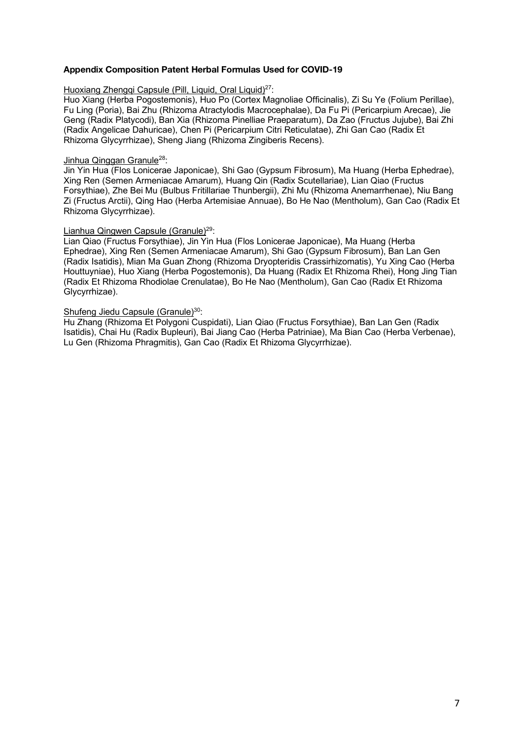**Appendix Composition Patent Herbal Formulas Used for COVID-19**

Huoxiang Zhengqi Capsule (Pill, Liquid, Oral Liquid)[27]:
Huo Xiang (Herba Pogostemonis), Huo Po (Cortex Magnoliae Officinalis), Zi Su Ye (Folium Perillae), Fu Ling (Poria), Bai Zhu (Rhizoma Atractylodis Macrocephalae), Da Fu Pi (Pericarpium Arecae), Jie Geng (Radix Platycodi), Ban Xia (Rhizoma Pinelliae Praeparatum), Da Zao (Fructus Jujube), Bai Zhi (Radix Angelicae Dahuricae), Chen Pi (Pericarpium Citri Reticulatae), Zhi Gan Cao (Radix Et Rhizoma Glycyrrhizae), Sheng Jiang (Rhizoma Zingiberis Recens).

Jinhua Qinggan Granule[28]:
Jin Yin Hua (Flos Lonicerae Japonicae), Shi Gao (Gypsum Fibrosum), Ma Huang (Herba Ephedrae), Xing Ren (Semen Armeniacae Amarum), Huang Qin (Radix Scutellariae), Lian Qiao (Fructus Forsythiae), Zhe Bei Mu (Bulbus Fritillariae Thunbergii), Zhi Mu (Rhizoma Anemarrhenae), Niu Bang Zi (Fructus Arctii), Qing Hao (Herba Artemisiae Annuae), Bo He Nao (Mentholum), Gan Cao (Radix Et Rhizoma Glycyrrhizae).

Lianhua Qingwen Capsule (Granule)[29]:
Lian Qiao (Fructus Forsythiae), Jin Yin Hua (Flos Lonicerae Japonicae), Ma Huang (Herba Ephedrae), Xing Ren (Semen Armeniacae Amarum), Shi Gao (Gypsum Fibrosum), Ban Lan Gen (Radix Isatidis), Mian Ma Guan Zhong (Rhizoma Dryopteridis Crassirhizomatis), Yu Xing Cao (Herba Houttuyniae), Huo Xiang (Herba Pogostemonis), Da Huang (Radix Et Rhizoma Rhei), Hong Jing Tian (Radix Et Rhizoma Rhodiolae Crenulatae), Bo He Nao (Mentholum), Gan Cao (Radix Et Rhizoma Glycyrrhizae).

Shufeng Jiedu Capsule (Granule)[30]:
Hu Zhang (Rhizoma Et Polygoni Cuspidati), Lian Qiao (Fructus Forsythiae), Ban Lan Gen (Radix Isatidis), Chai Hu (Radix Bupleuri), Bai Jiang Cao (Herba Patriniae), Ma Bian Cao (Herba Verbenae), Lu Gen (Rhizoma Phragmitis), Gan Cao (Radix Et Rhizoma Glycyrrhizae).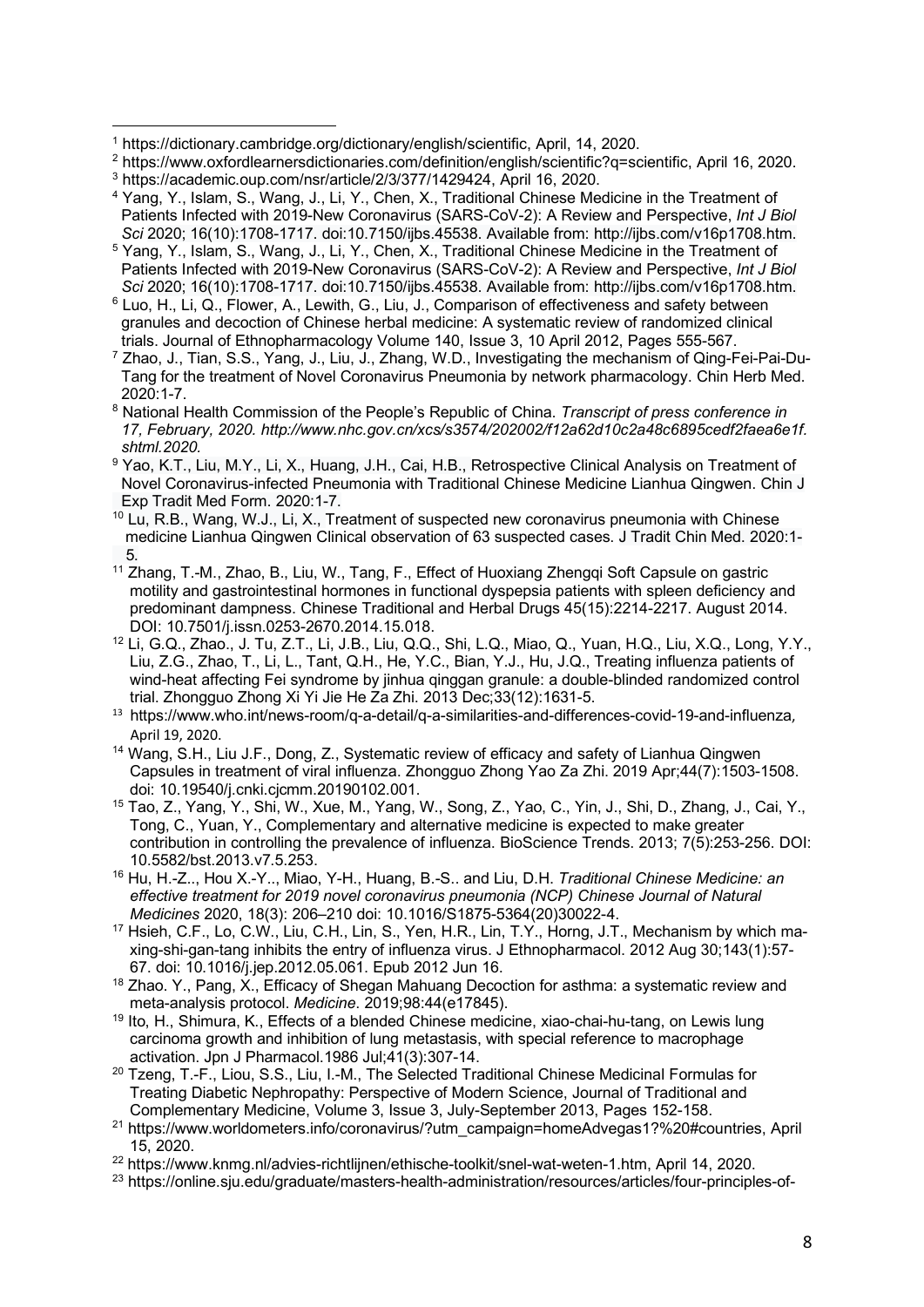[1] https://dictionary.cambridge.org/dictionary/english/scientific, April, 14, 2020.

[2] https://www.oxfordlearnersdictionaries.com/definition/english/scientific?q=scientific, April 16, 2020.

[3] https://academic.oup.com/nsr/article/2/3/377/1429424, April 16, 2020.

[4] Yang, Y., Islam, S., Wang, J., Li, Y., Chen, X., Traditional Chinese Medicine in the Treatment of Patients Infected with 2019-New Coronavirus (SARS-CoV-2): A Review and Perspective, *Int J Biol Sci* 2020; 16(10):1708-1717. doi:10.7150/ijbs.45538. Available from: http://ijbs.com/v16p1708.htm.

[5] Yang, Y., Islam, S., Wang, J., Li, Y., Chen, X., Traditional Chinese Medicine in the Treatment of Patients Infected with 2019-New Coronavirus (SARS-CoV-2): A Review and Perspective, *Int J Biol Sci* 2020; 16(10):1708-1717. doi:10.7150/ijbs.45538. Available from: http://ijbs.com/v16p1708.htm.

[6] Luo, H., Li, Q., Flower, A., Lewith, G., Liu, J., Comparison of effectiveness and safety between granules and decoction of Chinese herbal medicine: A systematic review of randomized clinical trials. Journal of Ethnopharmacology Volume 140, Issue 3, 10 April 2012, Pages 555-567.

[7] Zhao, J., Tian, S.S., Yang, J., Liu, J., Zhang, W.D., Investigating the mechanism of Qing-Fei-Pai-Du-Tang for the treatment of Novel Coronavirus Pneumonia by network pharmacology. Chin Herb Med. 2020:1-7.

[8] National Health Commission of the People's Republic of China. *Transcript of press conference in 17, February, 2020. http://www.nhc.gov.cn/xcs/s3574/202002/f12a62d10c2a48c6895cedf2faea6e1f.shtml.2020.*

[9] Yao, K.T., Liu, M.Y., Li, X., Huang, J.H., Cai, H.B., Retrospective Clinical Analysis on Treatment of Novel Coronavirus-infected Pneumonia with Traditional Chinese Medicine Lianhua Qingwen. Chin J Exp Tradit Med Form. 2020:1-7.

[10] Lu, R.B., Wang, W.J., Li, X., Treatment of suspected new coronavirus pneumonia with Chinese medicine Lianhua Qingwen Clinical observation of 63 suspected cases. J Tradit Chin Med. 2020:1-5.

[11] Zhang, T.-M., Zhao, B., Liu, W., Tang, F., Effect of Huoxiang Zhengqi Soft Capsule on gastric motility and gastrointestinal hormones in functional dyspepsia patients with spleen deficiency and predominant dampness. Chinese Traditional and Herbal Drugs 45(15):2214-2217. August 2014. DOI: 10.7501/j.issn.0253-2670.2014.15.018.

[12] Li, G.Q., Zhao., J. Tu, Z.T., Li, J.B., Liu, Q.Q., Shi, L.Q., Miao, Q., Yuan, H.Q., Liu, X.Q., Long, Y.Y., Liu, Z.G., Zhao, T., Li, L., Tant, Q.H., He, Y.C., Bian, Y.J., Hu, J.Q., Treating influenza patients of wind-heat affecting Fei syndrome by jinhua qinggan granule: a double-blinded randomized control trial. Zhongguo Zhong Xi Yi Jie He Za Zhi. 2013 Dec;33(12):1631-5.

[13] https://www.who.int/news-room/q-a-detail/q-a-similarities-and-differences-covid-19-and-influenza, April 19, 2020.

[14] Wang, S.H., Liu J.F., Dong, Z., Systematic review of efficacy and safety of Lianhua Qingwen Capsules in treatment of viral influenza. Zhongguo Zhong Yao Za Zhi. 2019 Apr;44(7):1503-1508. doi: 10.19540/j.cnki.cjcmm.20190102.001.

[15] Tao, Z., Yang, Y., Shi, W., Xue, M., Yang, W., Song, Z., Yao, C., Yin, J., Shi, D., Zhang, J., Cai, Y., Tong, C., Yuan, Y., Complementary and alternative medicine is expected to make greater contribution in controlling the prevalence of influenza. BioScience Trends. 2013; 7(5):253-256. DOI: 10.5582/bst.2013.v7.5.253.

[16] Hu, H.-Z.., Hou X.-Y.., Miao, Y-H., Huang, B.-S.. and Liu, D.H. *Traditional Chinese Medicine: an effective treatment for 2019 novel coronavirus pneumonia (NCP) Chinese Journal of Natural Medicines* 2020, 18(3): 206–210 doi: 10.1016/S1875-5364(20)30022-4.

[17] Hsieh, C.F., Lo, C.W., Liu, C.H., Lin, S., Yen, H.R., Lin, T.Y., Horng, J.T., Mechanism by which ma-xing-shi-gan-tang inhibits the entry of influenza virus. J Ethnopharmacol. 2012 Aug 30;143(1):57-67. doi: 10.1016/j.jep.2012.05.061. Epub 2012 Jun 16.

[18] Zhao. Y., Pang, X., Efficacy of Shegan Mahuang Decoction for asthma: a systematic review and meta-analysis protocol. *Medicine*. 2019;98:44(e17845).

[19] Ito, H., Shimura, K., Effects of a blended Chinese medicine, xiao-chai-hu-tang, on Lewis lung carcinoma growth and inhibition of lung metastasis, with special reference to macrophage activation. Jpn J Pharmacol.1986 Jul;41(3):307-14.

[20] Tzeng, T.-F., Liou, S.S., Liu, I.-M., The Selected Traditional Chinese Medicinal Formulas for Treating Diabetic Nephropathy: Perspective of Modern Science, Journal of Traditional and Complementary Medicine, Volume 3, Issue 3, July-September 2013, Pages 152-158.

[21] https://www.worldometers.info/coronavirus/?utm_campaign=homeAdvegas1?%20#countries, April 15, 2020.

[22] https://www.knmg.nl/advies-richtlijnen/ethische-toolkit/snel-wat-weten-1.htm, April 14, 2020.

[23] https://online.sju.edu/graduate/masters-health-administration/resources/articles/four-principles-of-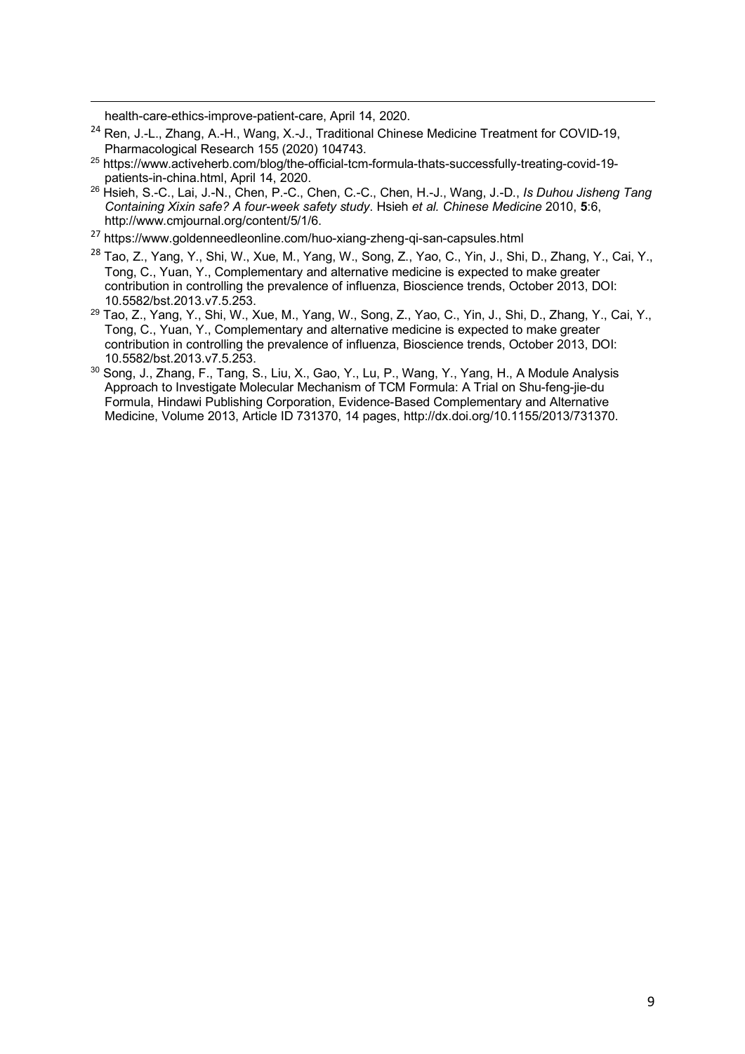health-care-ethics-improve-patient-care, April 14, 2020.

[24] Ren, J.-L., Zhang, A.-H., Wang, X.-J., Traditional Chinese Medicine Treatment for COVID-19, Pharmacological Research 155 (2020) 104743.

[25] https://www.activeherb.com/blog/the-official-tcm-formula-thats-successfully-treating-covid-19-patients-in-china.html, April 14, 2020.

[26] Hsieh, S.-C., Lai, J.-N., Chen, P.-C., Chen, C.-C., Chen, H.-J., Wang, J.-D., *Is Duhou Jisheng Tang Containing Xixin safe? A four-week safety study*. Hsieh *et al. Chinese Medicine* 2010, **5**:6, http://www.cmjournal.org/content/5/1/6.

[27] https://www.goldenneedleonline.com/huo-xiang-zheng-qi-san-capsules.html

[28] Tao, Z., Yang, Y., Shi, W., Xue, M., Yang, W., Song, Z., Yao, C., Yin, J., Shi, D., Zhang, Y., Cai, Y., Tong, C., Yuan, Y., Complementary and alternative medicine is expected to make greater contribution in controlling the prevalence of influenza, Bioscience trends, October 2013, DOI: 10.5582/bst.2013.v7.5.253.

[29] Tao, Z., Yang, Y., Shi, W., Xue, M., Yang, W., Song, Z., Yao, C., Yin, J., Shi, D., Zhang, Y., Cai, Y., Tong, C., Yuan, Y., Complementary and alternative medicine is expected to make greater contribution in controlling the prevalence of influenza, Bioscience trends, October 2013, DOI: 10.5582/bst.2013.v7.5.253.

[30] Song, J., Zhang, F., Tang, S., Liu, X., Gao, Y., Lu, P., Wang, Y., Yang, H., A Module Analysis Approach to Investigate Molecular Mechanism of TCM Formula: A Trial on Shu-feng-jie-du Formula, Hindawi Publishing Corporation, Evidence-Based Complementary and Alternative Medicine, Volume 2013, Article ID 731370, 14 pages, http://dx.doi.org/10.1155/2013/731370.